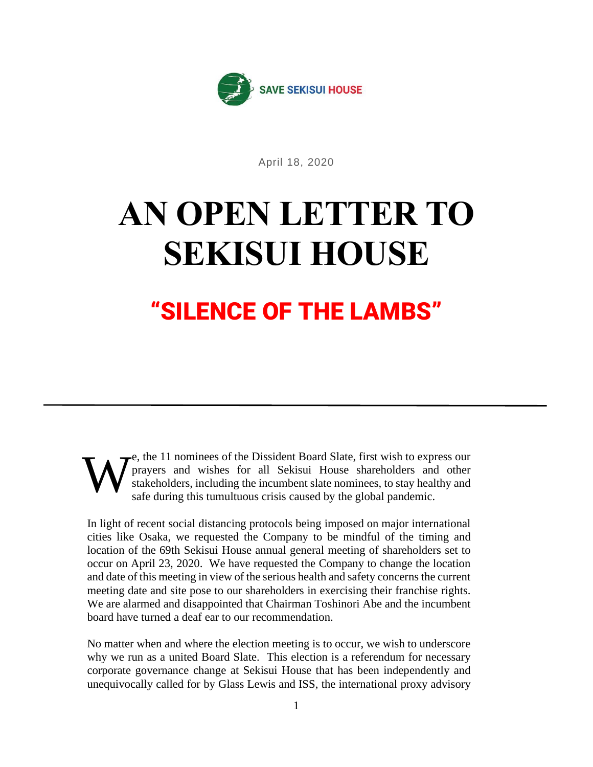SAVE SEKISUI HOUSE

April 18, 2020

# AN OPEN LETTER TO SEKISUI HOUSE

## "SILENCE OF THE LAMBS"

---

We, the 11 nominees of the Dissident Board Slate, first wish to express our prayers and wishes for all Sekisui House shareholders and other stakeholders, including the incumbent slate nominees, to stay healthy and safe during this tumultuous crisis caused by the global pandemic.

In light of recent social distancing protocols being imposed on major international cities like Osaka, we requested the Company to be mindful of the timing and location of the 69th Sekisui House annual general meeting of shareholders set to occur on April 23, 2020. We have requested the Company to change the location and date of this meeting in view of the serious health and safety concerns the current meeting date and site pose to our shareholders in exercising their franchise rights. We are alarmed and disappointed that Chairman Toshinori Abe and the incumbent board have turned a deaf ear to our recommendation.

No matter when and where the election meeting is to occur, we wish to underscore why we run as a united Board Slate. This election is a referendum for necessary corporate governance change at Sekisui House that has been independently and unequivocally called for by Glass Lewis and ISS, the international proxy advisory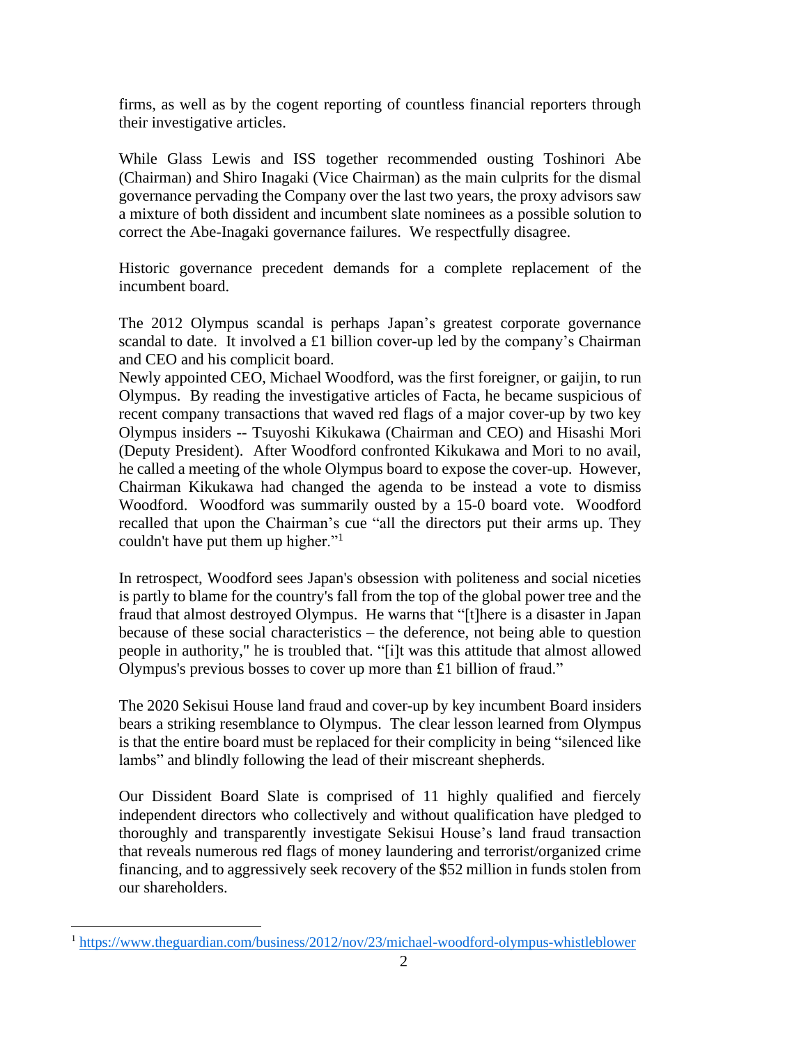firms, as well as by the cogent reporting of countless financial reporters through their investigative articles.

While Glass Lewis and ISS together recommended ousting Toshinori Abe (Chairman) and Shiro Inagaki (Vice Chairman) as the main culprits for the dismal governance pervading the Company over the last two years, the proxy advisors saw a mixture of both dissident and incumbent slate nominees as a possible solution to correct the Abe-Inagaki governance failures. We respectfully disagree.

Historic governance precedent demands for a complete replacement of the incumbent board.

The 2012 Olympus scandal is perhaps Japan's greatest corporate governance scandal to date. It involved a £1 billion cover-up led by the company's Chairman and CEO and his complicit board.
Newly appointed CEO, Michael Woodford, was the first foreigner, or gaijin, to run Olympus. By reading the investigative articles of Facta, he became suspicious of recent company transactions that waved red flags of a major cover-up by two key Olympus insiders -- Tsuyoshi Kikukawa (Chairman and CEO) and Hisashi Mori (Deputy President). After Woodford confronted Kikukawa and Mori to no avail, he called a meeting of the whole Olympus board to expose the cover-up. However, Chairman Kikukawa had changed the agenda to be instead a vote to dismiss Woodford. Woodford was summarily ousted by a 15-0 board vote. Woodford recalled that upon the Chairman's cue "all the directors put their arms up. They couldn't have put them up higher."[1]

In retrospect, Woodford sees Japan's obsession with politeness and social niceties is partly to blame for the country's fall from the top of the global power tree and the fraud that almost destroyed Olympus. He warns that "[t]here is a disaster in Japan because of these social characteristics – the deference, not being able to question people in authority," he is troubled that. "[i]t was this attitude that almost allowed Olympus's previous bosses to cover up more than £1 billion of fraud."

The 2020 Sekisui House land fraud and cover-up by key incumbent Board insiders bears a striking resemblance to Olympus. The clear lesson learned from Olympus is that the entire board must be replaced for their complicity in being "silenced like lambs" and blindly following the lead of their miscreant shepherds.

Our Dissident Board Slate is comprised of 11 highly qualified and fiercely independent directors who collectively and without qualification have pledged to thoroughly and transparently investigate Sekisui House's land fraud transaction that reveals numerous red flags of money laundering and terrorist/organized crime financing, and to aggressively seek recovery of the $52 million in funds stolen from our shareholders.

[1] https://www.theguardian.com/business/2012/nov/23/michael-woodford-olympus-whistleblower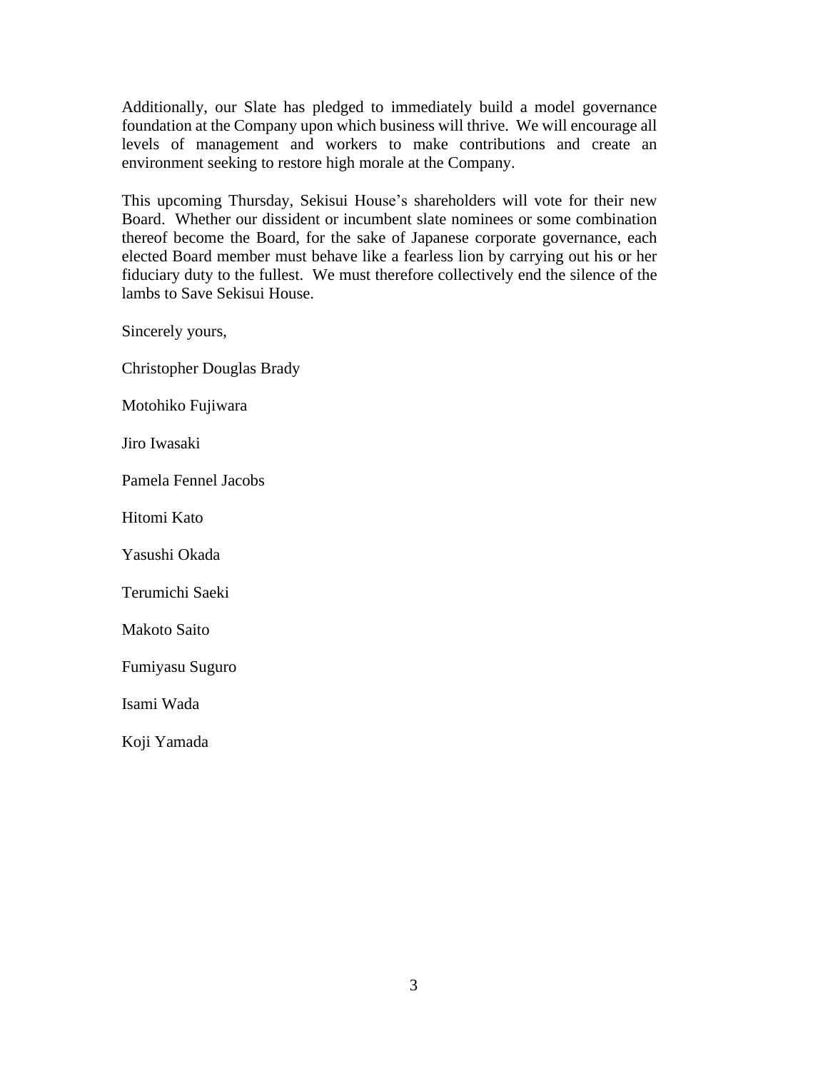Additionally, our Slate has pledged to immediately build a model governance foundation at the Company upon which business will thrive. We will encourage all levels of management and workers to make contributions and create an environment seeking to restore high morale at the Company.

This upcoming Thursday, Sekisui House's shareholders will vote for their new Board. Whether our dissident or incumbent slate nominees or some combination thereof become the Board, for the sake of Japanese corporate governance, each elected Board member must behave like a fearless lion by carrying out his or her fiduciary duty to the fullest. We must therefore collectively end the silence of the lambs to Save Sekisui House.

Sincerely yours,

Christopher Douglas Brady

Motohiko Fujiwara

Jiro Iwasaki

Pamela Fennel Jacobs

Hitomi Kato

Yasushi Okada

Terumichi Saeki

Makoto Saito

Fumiyasu Suguro

Isami Wada

Koji Yamada